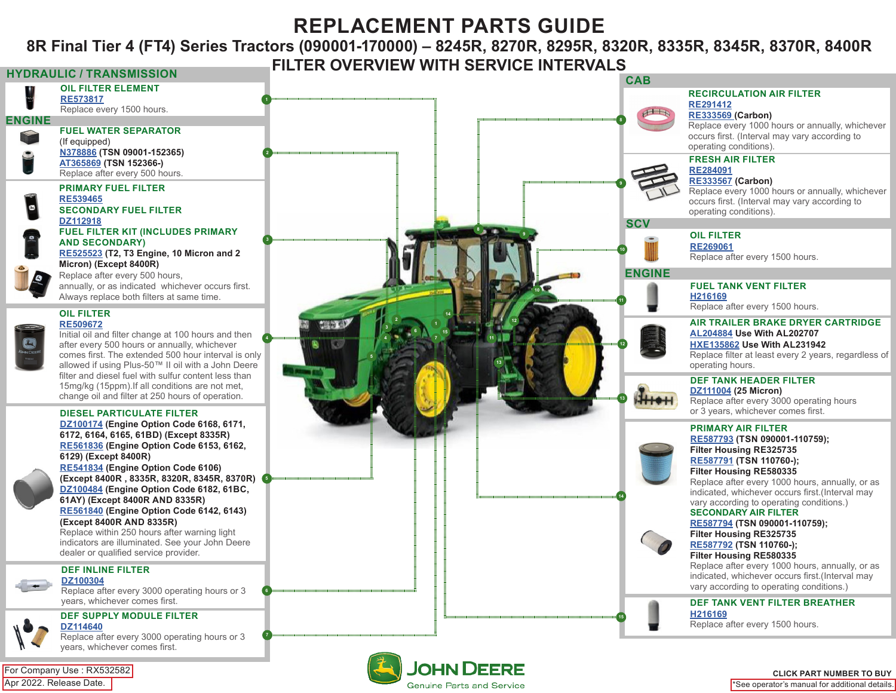# REPLACEMENT PARTS GUIDE

## 8R Final Tier 4 (FT4) Series Tractors (090001-170000) – 8245R, 8270R, 8295R, 8320R, 8335R, 8345R, 8370R, 8400R

## FILTER OVERVIEW WITH SERVICE INTERVALS

### HYDRAULIC / TRANSMISSION

**1 — OIL FILTER ELEMENT**
RE573817
Replace every 1500 hours.

### ENGINE

**2 — FUEL WATER SEPARATOR**
(If equipped)
N378886 **(TSN 09001-152365)**
AT365869 **(TSN 152366-)**
Replace after every 500 hours.

**3 — PRIMARY FUEL FILTER**
RE539465
**SECONDARY FUEL FILTER**
DZ112918
**FUEL FILTER KIT (INCLUDES PRIMARY AND SECONDARY)**
RE525523 **(T2, T3 Engine, 10 Micron and 2 Micron) (Except 8400R)**
Replace after every 500 hours, annually, or as indicated whichever occurs first. Always replace both filters at same time.

**4 — OIL FILTER**
RE509672
Initial oil and filter change at 100 hours and then after every 500 hours or annually, whichever comes first. The extended 500 hour interval is only allowed if using Plus-50™ II oil with a John Deere filter and diesel fuel with sulfur content less than 15mg/kg (15ppm).If all conditions are not met, change oil and filter at 250 hours of operation.

**5 — DIESEL PARTICULATE FILTER**
DZ100174 **(Engine Option Code 6168, 6171, 6172, 6164, 6165, 61BD) (Except 8335R)**
RE561836 **(Engine Option Code 6153, 6162, 6129) (Except 8400R)**
RE541834 **(Engine Option Code 6106) (Except 8400R , 8335R, 8320R, 8345R, 8370R)**
DZ100484 **(Engine Option Code 6182, 61BC, 61AY) (Except 8400R AND 8335R)**
RE561840 **(Engine Option Code 6142, 6143) (Except 8400R AND 8335R)**
Replace within 250 hours after warning light indicators are illuminated. See your John Deere dealer or qualified service provider.

**6 — DEF INLINE FILTER**
DZ100304
Replace after every 3000 operating hours or 3 years, whichever comes first.

**7 — DEF SUPPLY MODULE FILTER**
DZ114640
Replace after every 3000 operating hours or 3 years, whichever comes first.

### CAB

**8 — RECIRCULATION AIR FILTER**
RE291412
RE333569 **(Carbon)**
Replace every 1000 hours or annually, whichever occurs first. (Interval may vary according to operating conditions).

**9 — FRESH AIR FILTER**
RE284091
RE333567 **(Carbon)**
Replace every 1000 hours or annually, whichever occurs first. (Interval may vary according to operating conditions).

### SCV

**10 — OIL FILTER**
RE269061
Replace after every 1500 hours.

### ENGINE

**11 — FUEL TANK VENT FILTER**
H216169
Replace after every 1500 hours.

**12 — AIR TRAILER BRAKE DRYER CARTRIDGE**
AL204884 **Use With AL202707**
HXE135862 **Use With AL231942**
Replace filter at least every 2 years, regardless of operating hours.

**13 — DEF TANK HEADER FILTER**
DZ111004 **(25 Micron)**
Replace after every 3000 operating hours or 3 years, whichever comes first.

**14 — PRIMARY AIR FILTER**
RE587793 **(TSN 090001-110759); Filter Housing RE325735**
RE587791 **(TSN 110760-); Filter Housing RE580335**
Replace after every 1000 hours, annually, or as indicated, whichever occurs first.(Interval may vary according to operating conditions.)
**SECONDARY AIR FILTER**
RE587794 **(TSN 090001-110759); Filter Housing RE325735**
RE587792 **(TSN 110760-); Filter Housing RE580335**
Replace after every 1000 hours, annually, or as indicated, whichever occurs first.(Interval may vary according to operating conditions.)

**15 — DEF TANK VENT FILTER BREATHER**
H216169
Replace after every 1500 hours.

For Company Use : RX532582
Apr 2022. Release Date.

JOHN DEERE
Genuine Parts and Service

**CLICK PART NUMBER TO BUY**
*See operator's manual for additional details.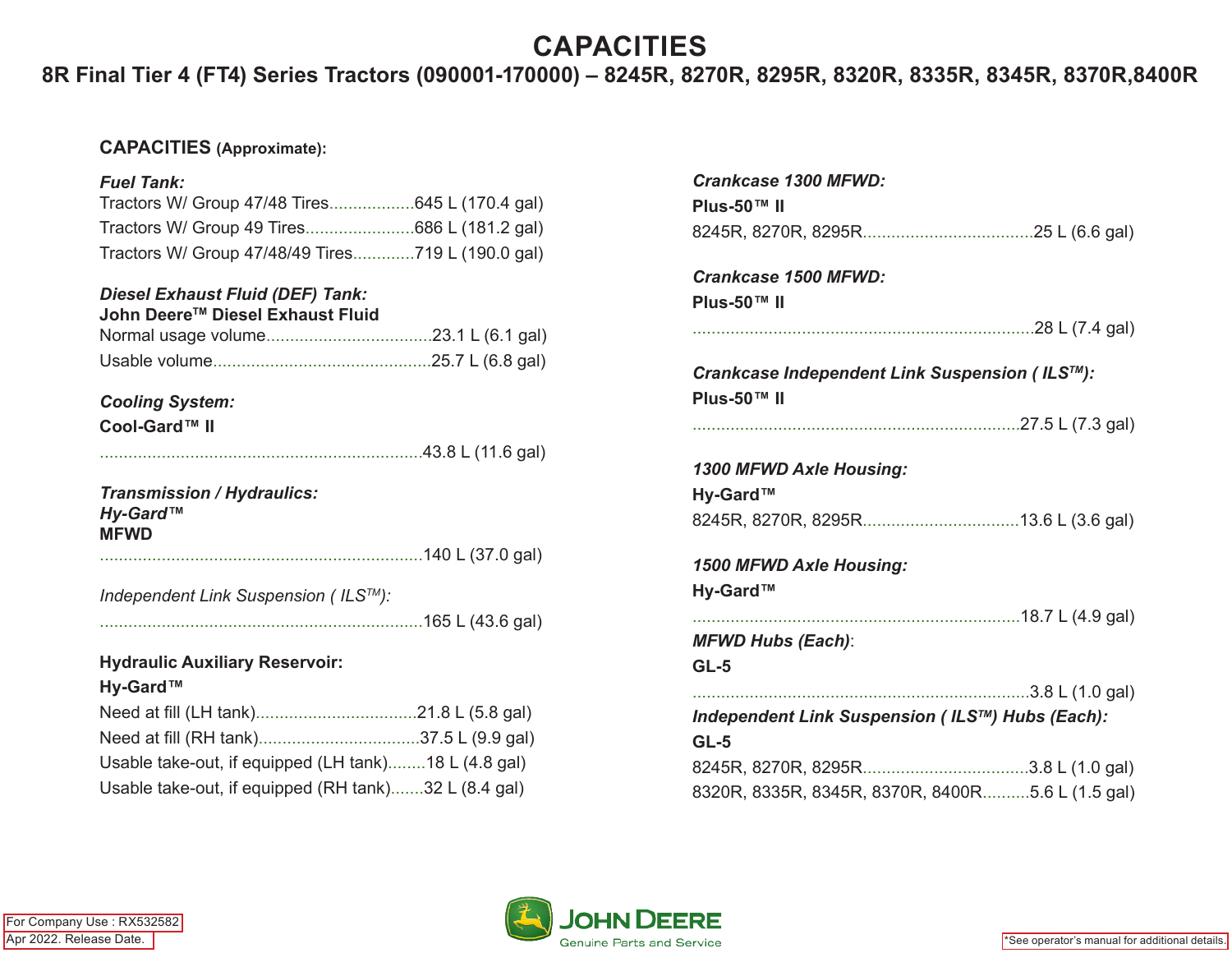# CAPACITIES

## 8R Final Tier 4 (FT4) Series Tractors (090001-170000) – 8245R, 8270R, 8295R, 8320R, 8335R, 8345R, 8370R,8400R

### CAPACITIES (Approximate):

***Fuel Tank:***

Tractors W/ Group 47/48 Tires..................645 L (170.4 gal)
Tractors W/ Group 49 Tires.......................686 L (181.2 gal)
Tractors W/ Group 47/48/49 Tires.............719 L (190.0 gal)

***Diesel Exhaust Fluid (DEF) Tank:***
**John Deere™ Diesel Exhaust Fluid**
Normal usage volume...................................23.1 L (6.1 gal)
Usable volume..............................................25.7 L (6.8 gal)

***Cooling System:***
**Cool-Gard™ II**
....................................................................43.8 L (11.6 gal)

***Transmission / Hydraulics:***
***Hy-Gard™***
**MFWD**
....................................................................140 L (37.0 gal)

*Independent Link Suspension ( ILS™):*
....................................................................165 L (43.6 gal)

**Hydraulic Auxiliary Reservoir:**
**Hy-Gard™**
Need at fill (LH tank)..................................21.8 L (5.8 gal)
Need at fill (RH tank)..................................37.5 L (9.9 gal)
Usable take-out, if equipped (LH tank)........18 L (4.8 gal)
Usable take-out, if equipped (RH tank).......32 L (8.4 gal)

***Crankcase 1300 MFWD:***
**Plus-50™ II**
8245R, 8270R, 8295R....................................25 L (6.6 gal)

***Crankcase 1500 MFWD:***
**Plus-50™ II**
........................................................................28 L (7.4 gal)

***Crankcase Independent Link Suspension ( ILS™):***
**Plus-50™ II**
.....................................................................27.5 L (7.3 gal)

***1300 MFWD Axle Housing:***
**Hy-Gard™**
8245R, 8270R, 8295R.................................13.6 L (3.6 gal)

***1500 MFWD Axle Housing:***
**Hy-Gard™**
.....................................................................18.7 L (4.9 gal)

***MFWD Hubs (Each)***:
**GL-5**
.......................................................................3.8 L (1.0 gal)

***Independent Link Suspension ( ILS™) Hubs (Each):***
**GL-5**
8245R, 8270R, 8295R...................................3.8 L (1.0 gal)
8320R, 8335R, 8345R, 8370R, 8400R..........5.6 L (1.5 gal)

For Company Use : RX532582
Apr 2022. Release Date.

JOHN DEERE
Genuine Parts and Service

*See operator's manual for additional details.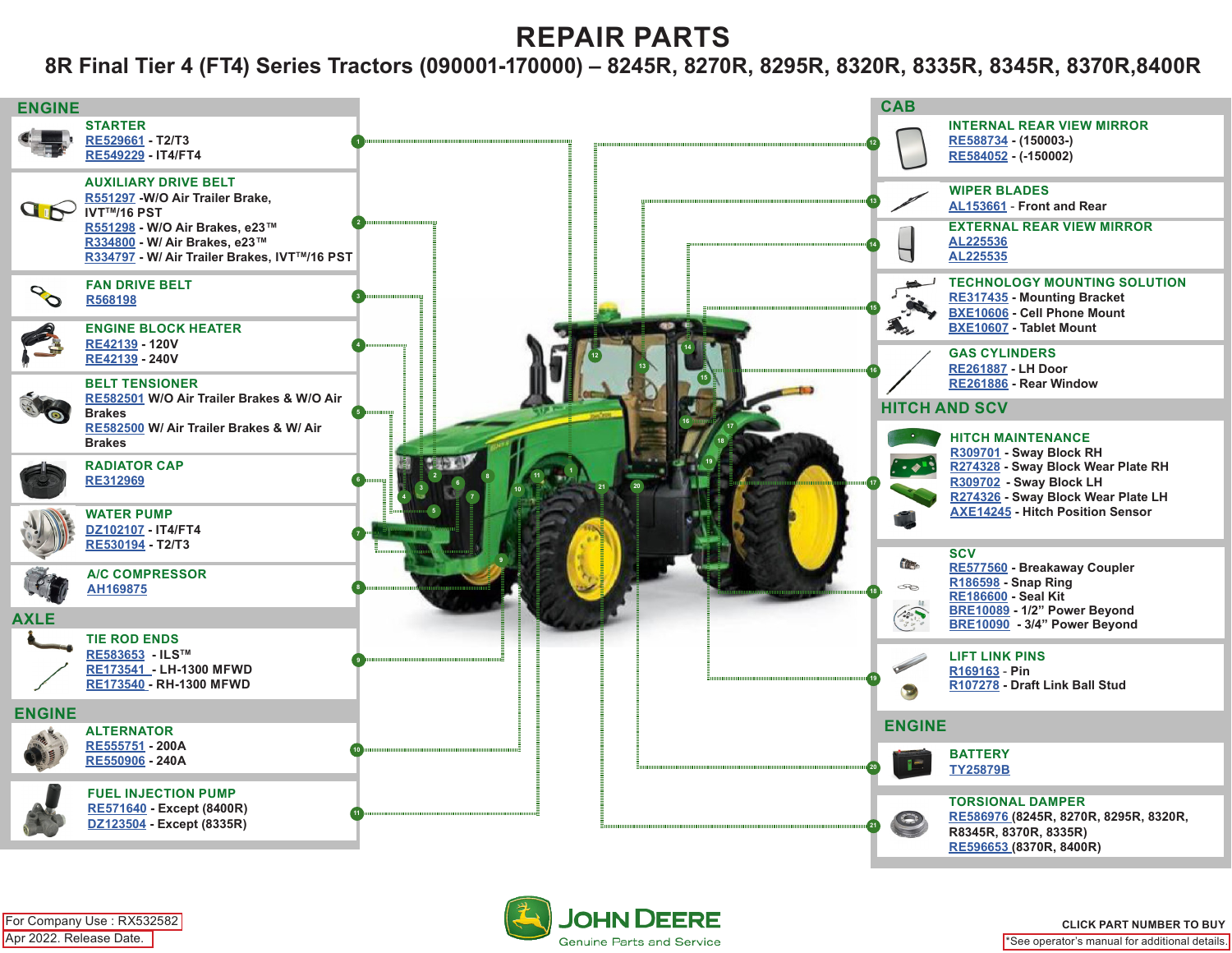# REPAIR PARTS

## 8R Final Tier 4 (FT4) Series Tractors (090001-170000) – 8245R, 8270R, 8295R, 8320R, 8335R, 8345R, 8370R,8400R

## ENGINE

**STARTER**
RE529661 - T2/T3
RE549229 - IT4/FT4

**AUXILIARY DRIVE BELT**
R551297 -W/O Air Trailer Brake, IVT™/16 PST
R551298 - W/O Air Brakes, e23™
R334800 - W/ Air Brakes, e23™
R334797 - W/ Air Trailer Brakes, IVT™/16 PST

**FAN DRIVE BELT**
R568198

**ENGINE BLOCK HEATER**
RE42139 - 120V
RE42139 - 240V

**BELT TENSIONER**
RE582501 W/O Air Trailer Brakes & W/O Air Brakes
RE582500 W/ Air Trailer Brakes & W/ Air Brakes

**RADIATOR CAP**
RE312969

**WATER PUMP**
DZ102107 - IT4/FT4
RE530194 - T2/T3

**A/C COMPRESSOR**
AH169875

## AXLE

**TIE ROD ENDS**
RE583653 - ILS™
RE173541 - LH-1300 MFWD
RE173540 - RH-1300 MFWD

## ENGINE

**ALTERNATOR**
RE555751 - 200A
RE550906 - 240A

**FUEL INJECTION PUMP**
RE571640 - Except (8400R)
DZ123504 - Except (8335R)

## CAB

**INTERNAL REAR VIEW MIRROR**
RE588734 - (150003-)
RE584052 - (-150002)

**WIPER BLADES**
AL153661 - Front and Rear

**EXTERNAL REAR VIEW MIRROR**
AL225536
AL225535

**TECHNOLOGY MOUNTING SOLUTION**
RE317435 - Mounting Bracket
BXE10606 - Cell Phone Mount
BXE10607 - Tablet Mount

**GAS CYLINDERS**
RE261887 - LH Door
RE261886 - Rear Window

## HITCH AND SCV

**HITCH MAINTENANCE**
R309701 - Sway Block RH
R274328 - Sway Block Wear Plate RH
R309702 - Sway Block LH
R274326 - Sway Block Wear Plate LH
AXE14245 - Hitch Position Sensor

**SCV**
RE577560 - Breakaway Coupler
R186598 - Snap Ring
RE186600 - Seal Kit
BRE10089 - 1/2" Power Beyond
BRE10090 - 3/4" Power Beyond

**LIFT LINK PINS**
R169163 - Pin
R107278 - Draft Link Ball Stud

## ENGINE

**BATTERY**
TY25879B

**TORSIONAL DAMPER**
RE586976 (8245R, 8270R, 8295R, 8320R, R8345R, 8370R, 8335R)
RE596653 (8370R, 8400R)

For Company Use : RX532582
Apr 2022. Release Date.

JOHN DEERE
Genuine Parts and Service

CLICK PART NUMBER TO BUY
*See operator's manual for additional details.